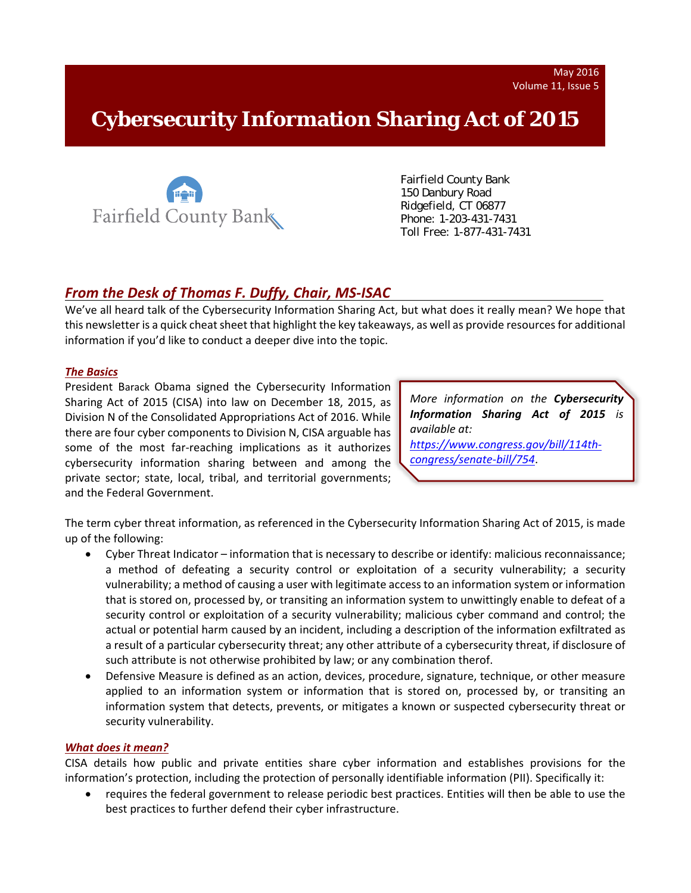May 2016
Volume 11, Issue 5

# Cybersecurity Information Sharing Act of 2015

Fairfield County Bank
150 Danbury Road
Ridgefield, CT 06877
Phone: 1-203-431-7431
Toll Free: 1-877-431-7431

## *From the Desk of Thomas F. Duffy, Chair, MS-ISAC*

We've all heard talk of the Cybersecurity Information Sharing Act, but what does it really mean? We hope that this newsletter is a quick cheat sheet that highlight the key takeaways, as well as provide resources for additional information if you'd like to conduct a deeper dive into the topic.

### *The Basics*

President Barack Obama signed the Cybersecurity Information Sharing Act of 2015 (CISA) into law on December 18, 2015, as Division N of the Consolidated Appropriations Act of 2016. While there are four cyber components to Division N, CISA arguable has some of the most far-reaching implications as it authorizes cybersecurity information sharing between and among the private sector; state, local, tribal, and territorial governments; and the Federal Government.

> *More information on the **Cybersecurity Information Sharing Act of 2015** is available at: [https://www.congress.gov/bill/114th-congress/senate-bill/754](https://www.congress.gov/bill/114th-congress/senate-bill/754).*

The term cyber threat information, as referenced in the Cybersecurity Information Sharing Act of 2015, is made up of the following:

- Cyber Threat Indicator – information that is necessary to describe or identify: malicious reconnaissance; a method of defeating a security control or exploitation of a security vulnerability; a security vulnerability; a method of causing a user with legitimate access to an information system or information that is stored on, processed by, or transiting an information system to unwittingly enable to defeat of a security control or exploitation of a security vulnerability; malicious cyber command and control; the actual or potential harm caused by an incident, including a description of the information exfiltrated as a result of a particular cybersecurity threat; any other attribute of a cybersecurity threat, if disclosure of such attribute is not otherwise prohibited by law; or any combination therof.
- Defensive Measure is defined as an action, devices, procedure, signature, technique, or other measure applied to an information system or information that is stored on, processed by, or transiting an information system that detects, prevents, or mitigates a known or suspected cybersecurity threat or security vulnerability.

### *What does it mean?*

CISA details how public and private entities share cyber information and establishes provisions for the information's protection, including the protection of personally identifiable information (PII). Specifically it:

- requires the federal government to release periodic best practices. Entities will then be able to use the best practices to further defend their cyber infrastructure.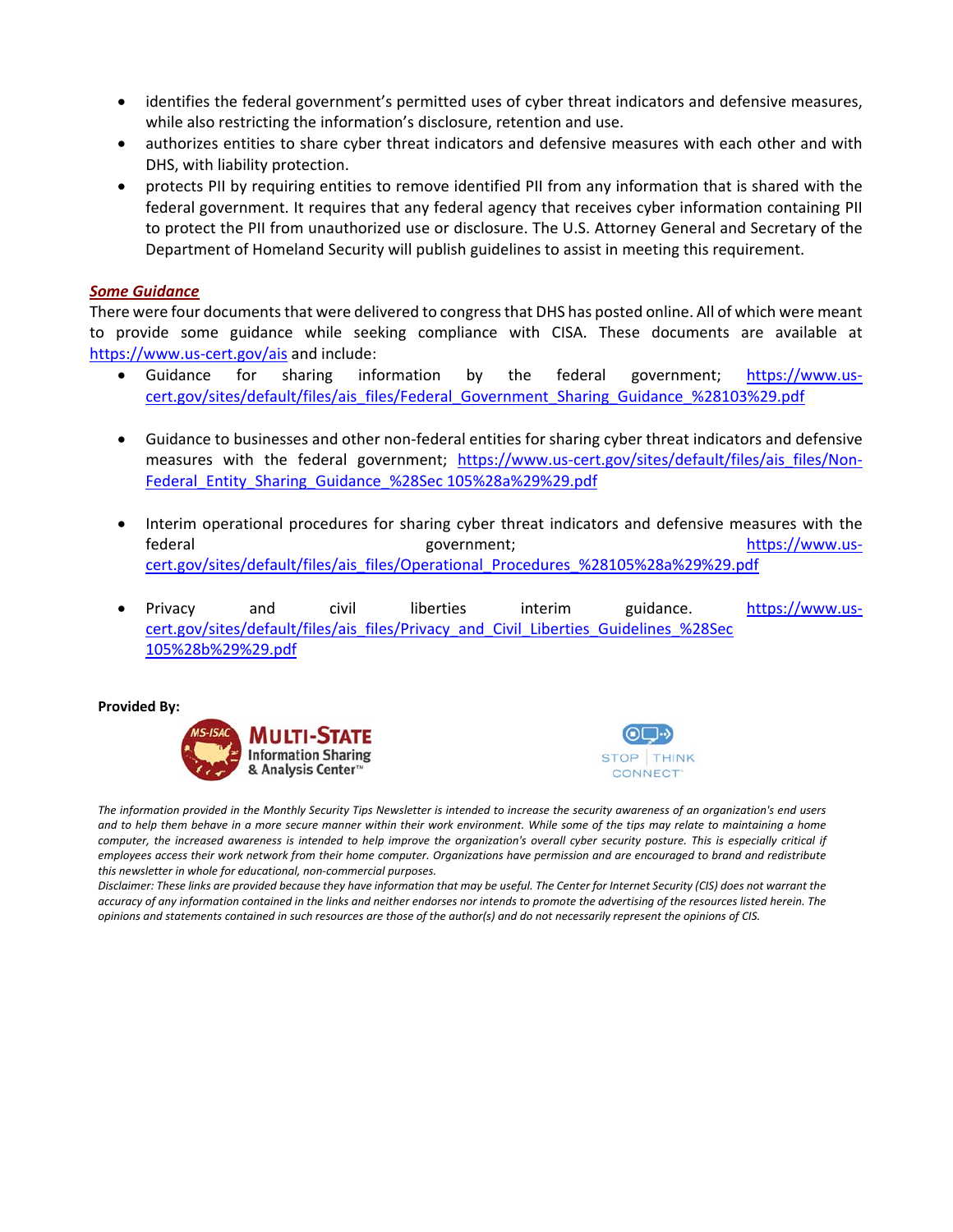- identifies the federal government's permitted uses of cyber threat indicators and defensive measures, while also restricting the information's disclosure, retention and use.
- authorizes entities to share cyber threat indicators and defensive measures with each other and with DHS, with liability protection.
- protects PII by requiring entities to remove identified PII from any information that is shared with the federal government. It requires that any federal agency that receives cyber information containing PII to protect the PII from unauthorized use or disclosure. The U.S. Attorney General and Secretary of the Department of Homeland Security will publish guidelines to assist in meeting this requirement.

***Some Guidance***

There were four documents that were delivered to congress that DHS has posted online. All of which were meant to provide some guidance while seeking compliance with CISA. These documents are available at https://www.us-cert.gov/ais and include:

- Guidance for sharing information by the federal government; https://www.us-cert.gov/sites/default/files/ais_files/Federal_Government_Sharing_Guidance_%28103%29.pdf

- Guidance to businesses and other non-federal entities for sharing cyber threat indicators and defensive measures with the federal government; https://www.us-cert.gov/sites/default/files/ais_files/Non-Federal_Entity_Sharing_Guidance_%28Sec 105%28a%29%29.pdf

- Interim operational procedures for sharing cyber threat indicators and defensive measures with the federal government; https://www.us-cert.gov/sites/default/files/ais_files/Operational_Procedures_%28105%28a%29%29.pdf

- Privacy and civil liberties interim guidance. https://www.us-cert.gov/sites/default/files/ais_files/Privacy_and_Civil_Liberties_Guidelines_%28Sec 105%28b%29%29.pdf

**Provided By:**

MS-ISAC Multi-State Information Sharing & Analysis Center™

STOP | THINK CONNECT™

*The information provided in the Monthly Security Tips Newsletter is intended to increase the security awareness of an organization's end users and to help them behave in a more secure manner within their work environment. While some of the tips may relate to maintaining a home computer, the increased awareness is intended to help improve the organization's overall cyber security posture. This is especially critical if employees access their work network from their home computer. Organizations have permission and are encouraged to brand and redistribute this newsletter in whole for educational, non-commercial purposes.*

*Disclaimer: These links are provided because they have information that may be useful. The Center for Internet Security (CIS) does not warrant the accuracy of any information contained in the links and neither endorses nor intends to promote the advertising of the resources listed herein. The opinions and statements contained in such resources are those of the author(s) and do not necessarily represent the opinions of CIS.*